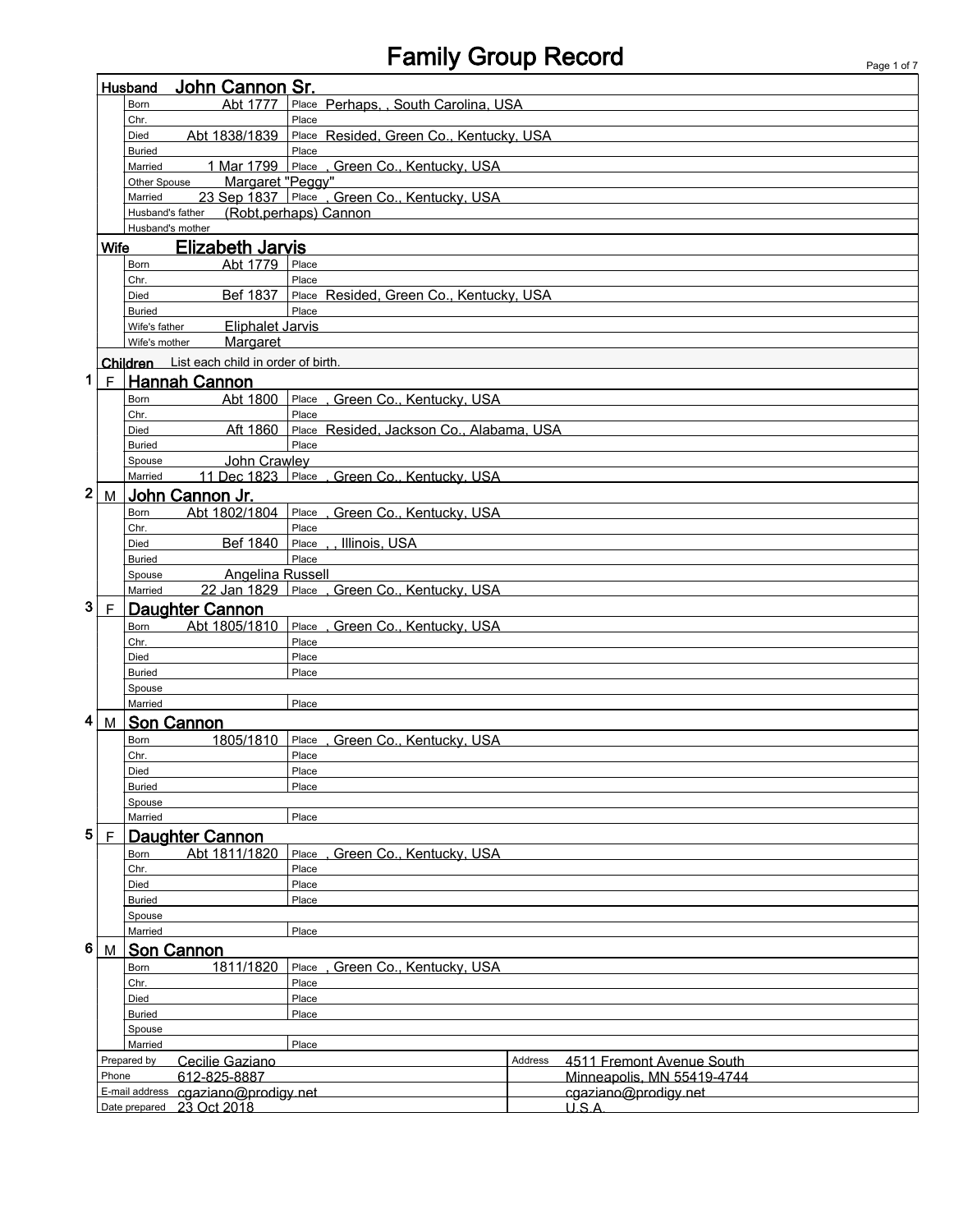# Family Group Record

## Husband: John Cannon Sr.

| | | |
|---|---|---|
| Born | Abt 1777 | Place: Perhaps, , South Carolina, USA |
| Chr. | | Place |
| Died | Abt 1838/1839 | Place: Resided, Green Co., Kentucky, USA |
| Buried | | Place |
| Married | 1 Mar 1799 | Place: , Green Co., Kentucky, USA |
| Other Spouse | Margaret "Peggy" | |
| Married | 23 Sep 1837 | Place: , Green Co., Kentucky, USA |
| Husband's father | (Robt,perhaps) Cannon | |
| Husband's mother | | |

## Wife: Elizabeth Jarvis

| | | |
|---|---|---|
| Born | Abt 1779 | Place |
| Chr. | | Place |
| Died | Bef 1837 | Place: Resided, Green Co., Kentucky, USA |
| Buried | | Place |
| Wife's father | Eliphalet Jarvis | |
| Wife's mother | Margaret | |

## Children

List each child in order of birth.

### 1 F Hannah Cannon

| | | |
|---|---|---|
| Born | Abt 1800 | Place: , Green Co., Kentucky, USA |
| Chr. | | Place |
| Died | Aft 1860 | Place: Resided, Jackson Co., Alabama, USA |
| Buried | | Place |
| Spouse | John Crawley | |
| Married | 11 Dec 1823 | Place: , Green Co., Kentucky, USA |

### 2 M John Cannon Jr.

| | | |
|---|---|---|
| Born | Abt 1802/1804 | Place: , Green Co., Kentucky, USA |
| Chr. | | Place |
| Died | Bef 1840 | Place: , , Illinois, USA |
| Buried | | Place |
| Spouse | Angelina Russell | |
| Married | 22 Jan 1829 | Place: , Green Co., Kentucky, USA |

### 3 F Daughter Cannon

| | | |
|---|---|---|
| Born | Abt 1805/1810 | Place: , Green Co., Kentucky, USA |
| Chr. | | Place |
| Died | | Place |
| Buried | | Place |
| Spouse | | |
| Married | | Place |

### 4 M Son Cannon

| | | |
|---|---|---|
| Born | 1805/1810 | Place: , Green Co., Kentucky, USA |
| Chr. | | Place |
| Died | | Place |
| Buried | | Place |
| Spouse | | |
| Married | | Place |

### 5 F Daughter Cannon

| | | |
|---|---|---|
| Born | Abt 1811/1820 | Place: , Green Co., Kentucky, USA |
| Chr. | | Place |
| Died | | Place |
| Buried | | Place |
| Spouse | | |
| Married | | Place |

### 6 M Son Cannon

| | | |
|---|---|---|
| Born | 1811/1820 | Place: , Green Co., Kentucky, USA |
| Chr. | | Place |
| Died | | Place |
| Buried | | Place |
| Spouse | | |
| Married | | Place |

| | | | |
|---|---|---|---|
| Prepared by | Cecilie Gaziano | Address | 4511 Fremont Avenue South |
| Phone | 612-825-8887 | | Minneapolis, MN 55419-4744 |
| E-mail address | cgaziano@prodigy.net | | cgaziano@prodigy.net |
| Date prepared | 23 Oct 2018 | | U.S.A. |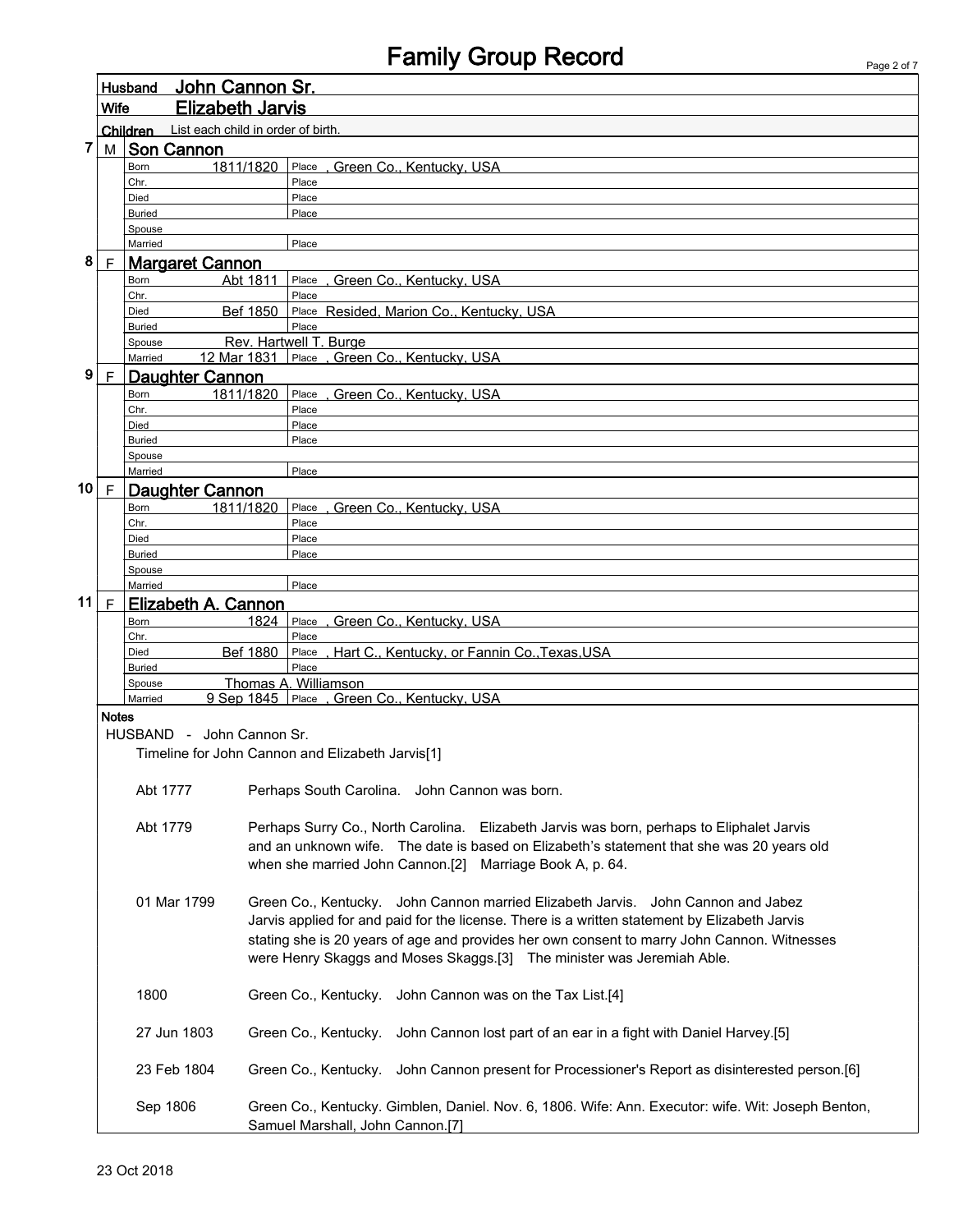# Family Group Record

**Husband** John Cannon Sr.

**Wife** Elizabeth Jarvis

**Children** List each child in order of birth.

## 7 M Son Cannon

| | | | |
|---|---|---|---|
| Born | 1811/1820 | Place | , Green Co., Kentucky, USA |
| Chr. | | Place | |
| Died | | Place | |
| Buried | | Place | |
| Spouse | | | |
| Married | | Place | |

## 8 F Margaret Cannon

| | | | |
|---|---|---|---|
| Born | Abt 1811 | Place | , Green Co., Kentucky, USA |
| Chr. | | Place | |
| Died | Bef 1850 | Place | Resided, Marion Co., Kentucky, USA |
| Buried | | Place | |
| Spouse | Rev. Hartwell T. Burge | | |
| Married | 12 Mar 1831 | Place | , Green Co., Kentucky, USA |

## 9 F Daughter Cannon

| | | | |
|---|---|---|---|
| Born | 1811/1820 | Place | , Green Co., Kentucky, USA |
| Chr. | | Place | |
| Died | | Place | |
| Buried | | Place | |
| Spouse | | | |
| Married | | Place | |

## 10 F Daughter Cannon

| | | | |
|---|---|---|---|
| Born | 1811/1820 | Place | , Green Co., Kentucky, USA |
| Chr. | | Place | |
| Died | | Place | |
| Buried | | Place | |
| Spouse | | | |
| Married | | Place | |

## 11 F Elizabeth A. Cannon

| | | | |
|---|---|---|---|
| Born | 1824 | Place | , Green Co., Kentucky, USA |
| Chr. | | Place | |
| Died | Bef 1880 | Place | , Hart C., Kentucky, or Fannin Co.,Texas,USA |
| Buried | | Place | |
| Spouse | Thomas A. Williamson | | |
| Married | 9 Sep 1845 | Place | , Green Co., Kentucky, USA |

**Notes**

HUSBAND - John Cannon Sr.

Timeline for John Cannon and Elizabeth Jarvis[1]

| | |
|---|---|
| Abt 1777 | Perhaps South Carolina. John Cannon was born. |
| Abt 1779 | Perhaps Surry Co., North Carolina. Elizabeth Jarvis was born, perhaps to Eliphalet Jarvis and an unknown wife. The date is based on Elizabeth's statement that she was 20 years old when she married John Cannon.[2] Marriage Book A, p. 64. |
| 01 Mar 1799 | Green Co., Kentucky. John Cannon married Elizabeth Jarvis. John Cannon and Jabez Jarvis applied for and paid for the license. There is a written statement by Elizabeth Jarvis stating she is 20 years of age and provides her own consent to marry John Cannon. Witnesses were Henry Skaggs and Moses Skaggs.[3] The minister was Jeremiah Able. |
| 1800 | Green Co., Kentucky. John Cannon was on the Tax List.[4] |
| 27 Jun 1803 | Green Co., Kentucky. John Cannon lost part of an ear in a fight with Daniel Harvey.[5] |
| 23 Feb 1804 | Green Co., Kentucky. John Cannon present for Processioner's Report as disinterested person.[6] |
| Sep 1806 | Green Co., Kentucky. Gimblen, Daniel. Nov. 6, 1806. Wife: Ann. Executor: wife. Wit: Joseph Benton, Samuel Marshall, John Cannon.[7] |

23 Oct 2018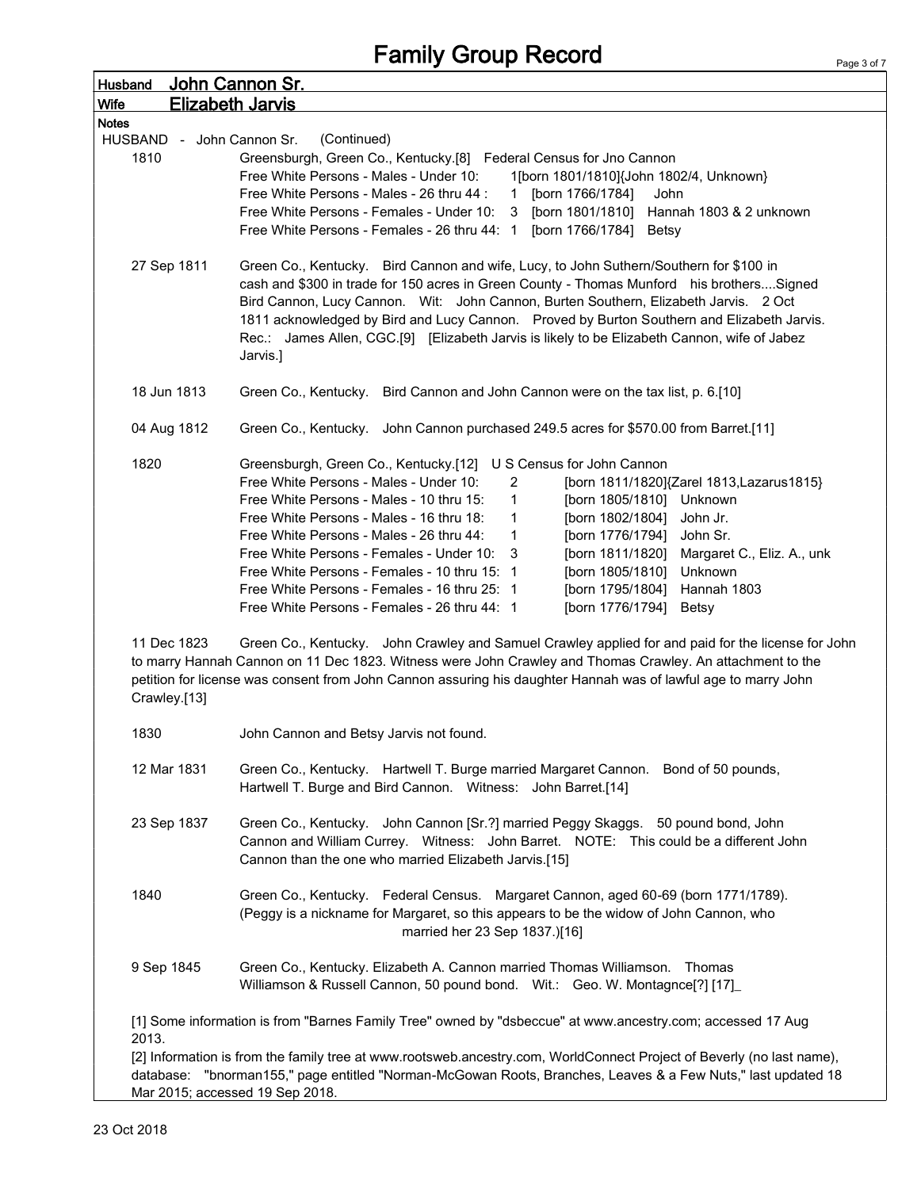# Family Group Record

**Husband** John Cannon Sr.

**Wife** Elizabeth Jarvis

**Notes**

HUSBAND - John Cannon Sr. (Continued)

1810 Greensburgh, Green Co., Kentucky.[8] Federal Census for Jno Cannon

Free White Persons - Males - Under 10: 1[born 1801/1810]{John 1802/4, Unknown}
Free White Persons - Males - 26 thru 44 : 1 [born 1766/1784] John
Free White Persons - Females - Under 10: 3 [born 1801/1810] Hannah 1803 & 2 unknown
Free White Persons - Females - 26 thru 44: 1 [born 1766/1784] Betsy

27 Sep 1811 Green Co., Kentucky. Bird Cannon and wife, Lucy, to John Suthern/Southern for $100 in cash and $300 in trade for 150 acres in Green County - Thomas Munford his brothers....Signed Bird Cannon, Lucy Cannon. Wit: John Cannon, Burten Southern, Elizabeth Jarvis. 2 Oct 1811 acknowledged by Bird and Lucy Cannon. Proved by Burton Southern and Elizabeth Jarvis. Rec.: James Allen, CGC.[9] [Elizabeth Jarvis is likely to be Elizabeth Cannon, wife of Jabez Jarvis.]

18 Jun 1813 Green Co., Kentucky. Bird Cannon and John Cannon were on the tax list, p. 6.[10]

04 Aug 1812 Green Co., Kentucky. John Cannon purchased 249.5 acres for $570.00 from Barret.[11]

1820 Greensburgh, Green Co., Kentucky.[12] U S Census for John Cannon

Free White Persons - Males - Under 10: 2 [born 1811/1820]{Zarel 1813,Lazarus1815}
Free White Persons - Males - 10 thru 15: 1 [born 1805/1810] Unknown
Free White Persons - Males - 16 thru 18: 1 [born 1802/1804] John Jr.
Free White Persons - Males - 26 thru 44: 1 [born 1776/1794] John Sr.
Free White Persons - Females - Under 10: 3 [born 1811/1820] Margaret C., Eliz. A., unk
Free White Persons - Females - 10 thru 15: 1 [born 1805/1810] Unknown
Free White Persons - Females - 16 thru 25: 1 [born 1795/1804] Hannah 1803
Free White Persons - Females - 26 thru 44: 1 [born 1776/1794] Betsy

11 Dec 1823 Green Co., Kentucky. John Crawley and Samuel Crawley applied for and paid for the license for John to marry Hannah Cannon on 11 Dec 1823. Witness were John Crawley and Thomas Crawley. An attachment to the petition for license was consent from John Cannon assuring his daughter Hannah was of lawful age to marry John Crawley.[13]

1830 John Cannon and Betsy Jarvis not found.

12 Mar 1831 Green Co., Kentucky. Hartwell T. Burge married Margaret Cannon. Bond of 50 pounds, Hartwell T. Burge and Bird Cannon. Witness: John Barret.[14]

23 Sep 1837 Green Co., Kentucky. John Cannon [Sr.?] married Peggy Skaggs. 50 pound bond, John Cannon and William Currey. Witness: John Barret. NOTE: This could be a different John Cannon than the one who married Elizabeth Jarvis.[15]

1840 Green Co., Kentucky. Federal Census. Margaret Cannon, aged 60-69 (born 1771/1789). (Peggy is a nickname for Margaret, so this appears to be the widow of John Cannon, who married her 23 Sep 1837.)[16]

9 Sep 1845 Green Co., Kentucky. Elizabeth A. Cannon married Thomas Williamson. Thomas Williamson & Russell Cannon, 50 pound bond. Wit.: Geo. W. Montagnce[?] [17]_

[1] Some information is from "Barnes Family Tree" owned by "dsbeccue" at www.ancestry.com; accessed 17 Aug 2013.
[2] Information is from the family tree at www.rootsweb.ancestry.com, WorldConnect Project of Beverly (no last name), database: "bnorman155," page entitled "Norman-McGowan Roots, Branches, Leaves & a Few Nuts," last updated 18 Mar 2015; accessed 19 Sep 2018.

23 Oct 2018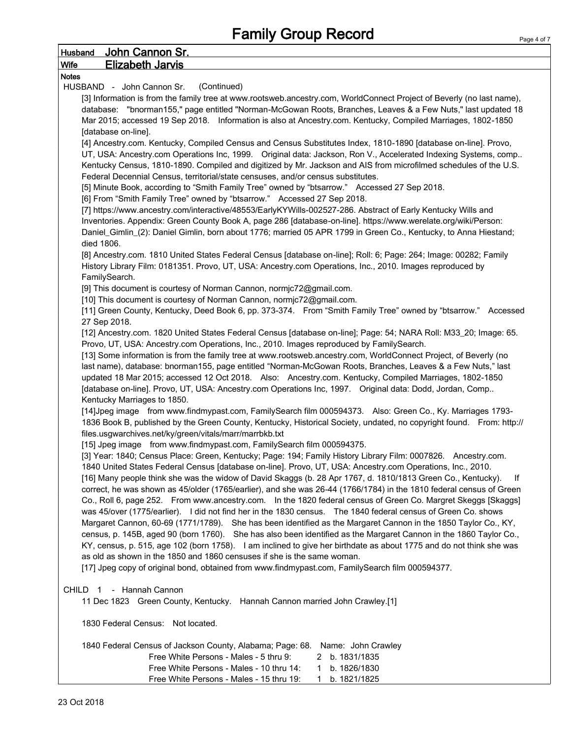# Family Group Record

**Husband** John Cannon Sr.

**Wife** Elizabeth Jarvis

**Notes**

HUSBAND - John Cannon Sr. (Continued)

[3] Information is from the family tree at www.rootsweb.ancestry.com, WorldConnect Project of Beverly (no last name), database: "bnorman155," page entitled "Norman-McGowan Roots, Branches, Leaves & a Few Nuts," last updated 18 Mar 2015; accessed 19 Sep 2018. Information is also at Ancestry.com. Kentucky, Compiled Marriages, 1802-1850 [database on-line].

[4] Ancestry.com. Kentucky, Compiled Census and Census Substitutes Index, 1810-1890 [database on-line]. Provo, UT, USA: Ancestry.com Operations Inc, 1999. Original data: Jackson, Ron V., Accelerated Indexing Systems, comp.. Kentucky Census, 1810-1890. Compiled and digitized by Mr. Jackson and AIS from microfilmed schedules of the U.S. Federal Decennial Census, territorial/state censuses, and/or census substitutes.

[5] Minute Book, according to "Smith Family Tree" owned by "btsarrow." Accessed 27 Sep 2018.

[6] From "Smith Family Tree" owned by "btsarrow." Accessed 27 Sep 2018.

[7] https://www.ancestry.com/interactive/48553/EarlyKYWills-002527-286. Abstract of Early Kentucky Wills and Inventories. Appendix: Green County Book A, page 286 [database-on-line]. https://www.werelate.org/wiki/Person:Daniel_Gimlin_(2): Daniel Gimlin, born about 1776; married 05 APR 1799 in Green Co., Kentucky, to Anna Hiestand; died 1806.

[8] Ancestry.com. 1810 United States Federal Census [database on-line]; Roll: 6; Page: 264; Image: 00282; Family History Library Film: 0181351. Provo, UT, USA: Ancestry.com Operations, Inc., 2010. Images reproduced by FamilySearch.

[9] This document is courtesy of Norman Cannon, normjc72@gmail.com.

[10] This document is courtesy of Norman Cannon, normjc72@gmail.com.

[11] Green County, Kentucky, Deed Book 6, pp. 373-374. From "Smith Family Tree" owned by "btsarrow." Accessed 27 Sep 2018.

[12] Ancestry.com. 1820 United States Federal Census [database on-line]; Page: 54; NARA Roll: M33_20; Image: 65. Provo, UT, USA: Ancestry.com Operations, Inc., 2010. Images reproduced by FamilySearch.

[13] Some information is from the family tree at www.rootsweb.ancestry.com, WorldConnect Project, of Beverly (no last name), database: bnorman155, page entitled "Norman-McGowan Roots, Branches, Leaves & a Few Nuts," last updated 18 Mar 2015; accessed 12 Oct 2018. Also: Ancestry.com. Kentucky, Compiled Marriages, 1802-1850 [database on-line]. Provo, UT, USA: Ancestry.com Operations Inc, 1997. Original data: Dodd, Jordan, Comp.. Kentucky Marriages to 1850.

[14]Jpeg image from www.findmypast.com, FamilySearch film 000594373. Also: Green Co., Ky. Marriages 1793-1836 Book B, published by the Green County, Kentucky, Historical Society, undated, no copyright found. From: http://files.usgwarchives.net/ky/green/vitals/marr/marrbkb.txt

[15] Jpeg image from www.findmypast.com, FamilySearch film 000594375.

[3] Year: 1840; Census Place: Green, Kentucky; Page: 194; Family History Library Film: 0007826. Ancestry.com. 1840 United States Federal Census [database on-line]. Provo, UT, USA: Ancestry.com Operations, Inc., 2010.

[16] Many people think she was the widow of David Skaggs (b. 28 Apr 1767, d. 1810/1813 Green Co., Kentucky). If correct, he was shown as 45/older (1765/earlier), and she was 26-44 (1766/1784) in the 1810 federal census of Green Co., Roll 6, page 252. From www.ancestry.com. In the 1820 federal census of Green Co. Margret Skeggs [Skaggs] was 45/over (1775/earlier). I did not find her in the 1830 census. The 1840 federal census of Green Co. shows Margaret Cannon, 60-69 (1771/1789). She has been identified as the Margaret Cannon in the 1850 Taylor Co., KY, census, p. 145B, aged 90 (born 1760). She has also been identified as the Margaret Cannon in the 1860 Taylor Co., KY, census, p. 515, age 102 (born 1758). I am inclined to give her birthdate as about 1775 and do not think she was as old as shown in the 1850 and 1860 censuses if she is the same woman.

[17] Jpeg copy of original bond, obtained from www.findmypast.com, FamilySearch film 000594377.

CHILD 1 - Hannah Cannon

11 Dec 1823 Green County, Kentucky. Hannah Cannon married John Crawley.[1]

1830 Federal Census: Not located.

1840 Federal Census of Jackson County, Alabama; Page: 68. Name: John Crawley

| | | |
|---|---|---|
| Free White Persons - Males - 5 thru 9: | 2 | b. 1831/1835 |
| Free White Persons - Males - 10 thru 14: | 1 | b. 1826/1830 |
| Free White Persons - Males - 15 thru 19: | 1 | b. 1821/1825 |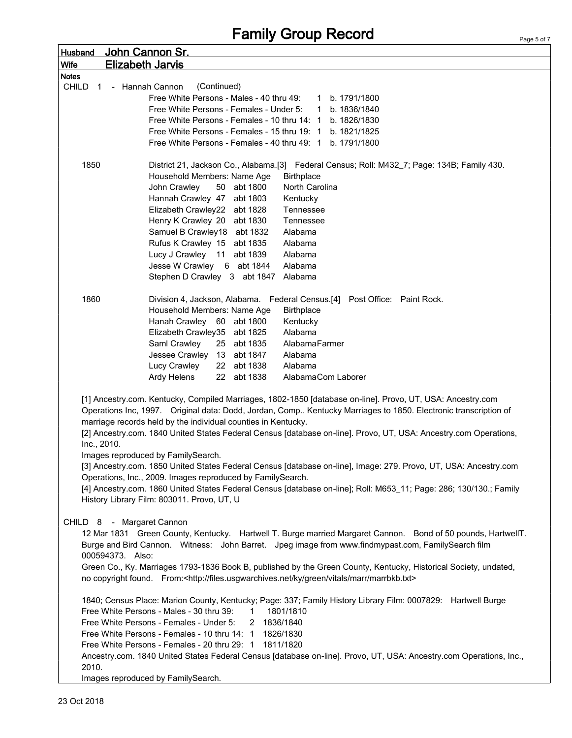# Family Group Record

**Husband** John Cannon Sr.

**Wife** Elizabeth Jarvis

**Notes**

CHILD 1 - Hannah Cannon (Continued)

Free White Persons - Males - 40 thru 49: 1 b. 1791/1800
Free White Persons - Females - Under 5: 1 b. 1836/1840
Free White Persons - Females - 10 thru 14: 1 b. 1826/1830
Free White Persons - Females - 15 thru 19: 1 b. 1821/1825
Free White Persons - Females - 40 thru 49: 1 b. 1791/1800

1850 District 21, Jackson Co., Alabama.[3] Federal Census; Roll: M432_7; Page: 134B; Family 430.

| Household Members: Name | Age | | Birthplace |
|---|---|---|---|
| John Crawley | 50 | abt 1800 | North Carolina |
| Hannah Crawley | 47 | abt 1803 | Kentucky |
| Elizabeth Crawley | 22 | abt 1828 | Tennessee |
| Henry K Crawley | 20 | abt 1830 | Tennessee |
| Samuel B Crawley | 18 | abt 1832 | Alabama |
| Rufus K Crawley | 15 | abt 1835 | Alabama |
| Lucy J Crawley | 11 | abt 1839 | Alabama |
| Jesse W Crawley | 6 | abt 1844 | Alabama |
| Stephen D Crawley | 3 | abt 1847 | Alabama |

1860 Division 4, Jackson, Alabama. Federal Census.[4] Post Office: Paint Rock.

| Household Members: Name | Age | | Birthplace |
|---|---|---|---|
| Hanah Crawley | 60 | abt 1800 | Kentucky |
| Elizabeth Crawley | 35 | abt 1825 | Alabama |
| Saml Crawley | 25 | abt 1835 | AlabamaFarmer |
| Jessee Crawley | 13 | abt 1847 | Alabama |
| Lucy Crawley | 22 | abt 1838 | Alabama |
| Ardy Helens | 22 | abt 1838 | AlabamaCom Laborer |

[1] Ancestry.com. Kentucky, Compiled Marriages, 1802-1850 [database on-line]. Provo, UT, USA: Ancestry.com Operations Inc, 1997. Original data: Dodd, Jordan, Comp.. Kentucky Marriages to 1850. Electronic transcription of marriage records held by the individual counties in Kentucky.
[2] Ancestry.com. 1840 United States Federal Census [database on-line]. Provo, UT, USA: Ancestry.com Operations, Inc., 2010.
Images reproduced by FamilySearch.
[3] Ancestry.com. 1850 United States Federal Census [database on-line], Image: 279. Provo, UT, USA: Ancestry.com Operations, Inc., 2009. Images reproduced by FamilySearch.
[4] Ancestry.com. 1860 United States Federal Census [database on-line]; Roll: M653_11; Page: 286; 130/130.; Family History Library Film: 803011. Provo, UT, U

CHILD 8 - Margaret Cannon

12 Mar 1831 Green County, Kentucky. Hartwell T. Burge married Margaret Cannon. Bond of 50 pounds, HartwellT. Burge and Bird Cannon. Witness: John Barret. Jpeg image from www.findmypast.com, FamilySearch film 000594373. Also:
Green Co., Ky. Marriages 1793-1836 Book B, published by the Green County, Kentucky, Historical Society, undated, no copyright found. From:<http://files.usgwarchives.net/ky/green/vitals/marr/marrbkb.txt>

1840; Census Place: Marion County, Kentucky; Page: 337; Family History Library Film: 0007829: Hartwell Burge
Free White Persons - Males - 30 thru 39: 1 1801/1810
Free White Persons - Females - Under 5: 2 1836/1840
Free White Persons - Females - 10 thru 14: 1 1826/1830
Free White Persons - Females - 20 thru 29: 1 1811/1820
Ancestry.com. 1840 United States Federal Census [database on-line]. Provo, UT, USA: Ancestry.com Operations, Inc., 2010.
Images reproduced by FamilySearch.

23 Oct 2018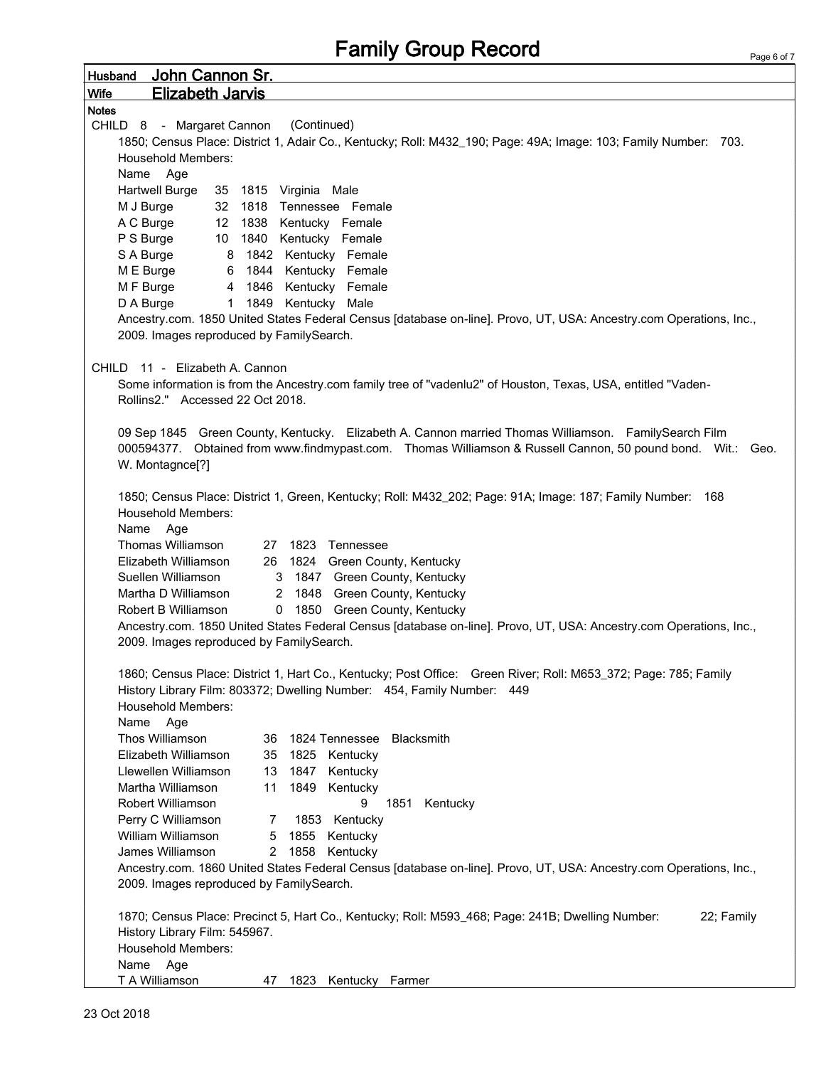# Family Group Record

**Husband** John Cannon Sr.

**Wife** Elizabeth Jarvis

**Notes**

CHILD 8 - Margaret Cannon (Continued)

1850; Census Place: District 1, Adair Co., Kentucky; Roll: M432_190; Page: 49A; Image: 103; Family Number: 703.

Household Members:

| Name | Age | | | |
|---|---|---|---|---|
| Hartwell Burge | 35 | 1815 | Virginia | Male |
| M J Burge | 32 | 1818 | Tennessee | Female |
| A C Burge | 12 | 1838 | Kentucky | Female |
| P S Burge | 10 | 1840 | Kentucky | Female |
| S A Burge | 8 | 1842 | Kentucky | Female |
| M E Burge | 6 | 1844 | Kentucky | Female |
| M F Burge | 4 | 1846 | Kentucky | Female |
| D A Burge | 1 | 1849 | Kentucky | Male |

Ancestry.com. 1850 United States Federal Census [database on-line]. Provo, UT, USA: Ancestry.com Operations, Inc., 2009. Images reproduced by FamilySearch.

CHILD 11 - Elizabeth A. Cannon

Some information is from the Ancestry.com family tree of "vadenlu2" of Houston, Texas, USA, entitled "Vaden-Rollins2." Accessed 22 Oct 2018.

09 Sep 1845 Green County, Kentucky. Elizabeth A. Cannon married Thomas Williamson. FamilySearch Film 000594377. Obtained from www.findmypast.com. Thomas Williamson & Russell Cannon, 50 pound bond. Wit.: Geo. W. Montagnce[?]

1850; Census Place: District 1, Green, Kentucky; Roll: M432_202; Page: 91A; Image: 187; Family Number: 168

Household Members:

| Name | Age | | |
|---|---|---|---|
| Thomas Williamson | 27 | 1823 | Tennessee |
| Elizabeth Williamson | 26 | 1824 | Green County, Kentucky |
| Suellen Williamson | 3 | 1847 | Green County, Kentucky |
| Martha D Williamson | 2 | 1848 | Green County, Kentucky |
| Robert B Williamson | 0 | 1850 | Green County, Kentucky |

Ancestry.com. 1850 United States Federal Census [database on-line]. Provo, UT, USA: Ancestry.com Operations, Inc., 2009. Images reproduced by FamilySearch.

1860; Census Place: District 1, Hart Co., Kentucky; Post Office: Green River; Roll: M653_372; Page: 785; Family History Library Film: 803372; Dwelling Number: 454, Family Number: 449

Household Members:

| Name | Age | | | |
|---|---|---|---|---|
| Thos Williamson | 36 | 1824 | Tennessee | Blacksmith |
| Elizabeth Williamson | 35 | 1825 | Kentucky | |
| Llewellen Williamson | 13 | 1847 | Kentucky | |
| Martha Williamson | 11 | 1849 | Kentucky | |
| Robert Williamson | 9 | 1851 | Kentucky | |
| Perry C Williamson | 7 | 1853 | Kentucky | |
| William Williamson | 5 | 1855 | Kentucky | |
| James Williamson | 2 | 1858 | Kentucky | |

Ancestry.com. 1860 United States Federal Census [database on-line]. Provo, UT, USA: Ancestry.com Operations, Inc., 2009. Images reproduced by FamilySearch.

1870; Census Place: Precinct 5, Hart Co., Kentucky; Roll: M593_468; Page: 241B; Dwelling Number: 22; Family History Library Film: 545967.

Household Members:

| Name | Age | | | |
|---|---|---|---|---|
| T A Williamson | 47 | 1823 | Kentucky | Farmer |

23 Oct 2018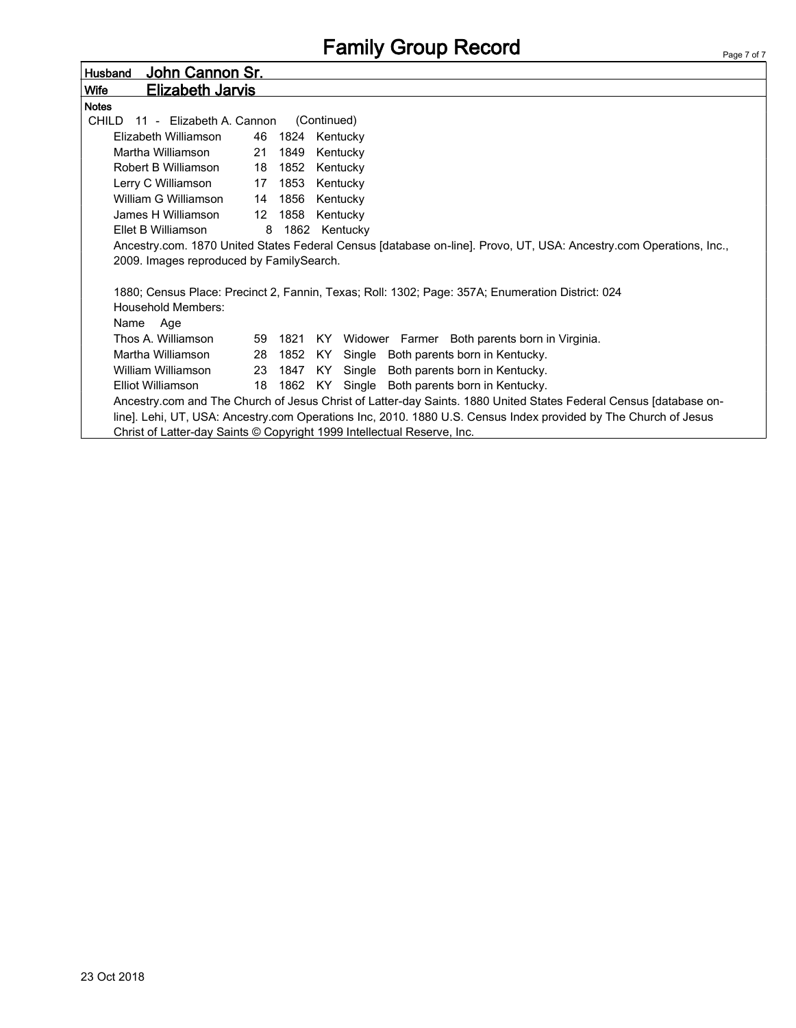# Family Group Record

**Husband** John Cannon Sr.

**Wife** Elizabeth Jarvis

**Notes**

CHILD 11 - Elizabeth A. Cannon (Continued)

| | | | |
|---|---|---|---|
| Elizabeth Williamson | 46 | 1824 | Kentucky |
| Martha Williamson | 21 | 1849 | Kentucky |
| Robert B Williamson | 18 | 1852 | Kentucky |
| Lerry C Williamson | 17 | 1853 | Kentucky |
| William G Williamson | 14 | 1856 | Kentucky |
| James H Williamson | 12 | 1858 | Kentucky |
| Ellet B Williamson | 8 | 1862 | Kentucky |

Ancestry.com. 1870 United States Federal Census [database on-line]. Provo, UT, USA: Ancestry.com Operations, Inc., 2009. Images reproduced by FamilySearch.

1880; Census Place: Precinct 2, Fannin, Texas; Roll: 1302; Page: 357A; Enumeration District: 024

Household Members:

| Name | Age | | | | | |
|---|---|---|---|---|---|---|
| Thos A. Williamson | 59 | 1821 | KY | Widower | Farmer | Both parents born in Virginia. |
| Martha Williamson | 28 | 1852 | KY | Single | | Both parents born in Kentucky. |
| William Williamson | 23 | 1847 | KY | Single | | Both parents born in Kentucky. |
| Elliot Williamson | 18 | 1862 | KY | Single | | Both parents born in Kentucky. |

Ancestry.com and The Church of Jesus Christ of Latter-day Saints. 1880 United States Federal Census [database on-line]. Lehi, UT, USA: Ancestry.com Operations Inc, 2010. 1880 U.S. Census Index provided by The Church of Jesus Christ of Latter-day Saints © Copyright 1999 Intellectual Reserve, Inc.

23 Oct 2018